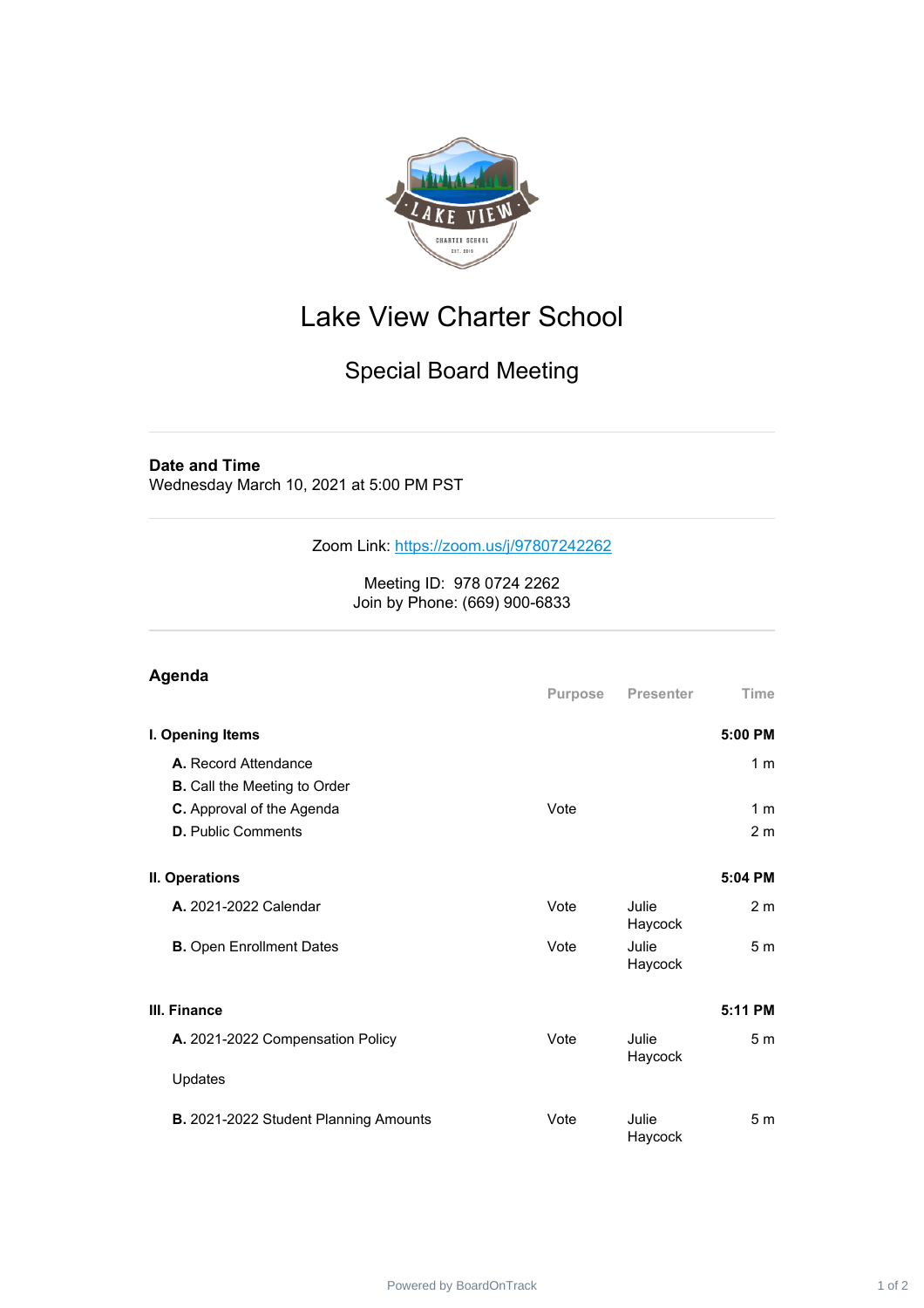# Lake View Charter School

## Special Board Meeting

**Date and Time**
Wednesday March 10, 2021 at 5:00 PM PST

Zoom Link: https://zoom.us/j/97807242262

Meeting ID: 978 0724 2262
Join by Phone: (669) 900-6833

## Agenda

| | Purpose | Presenter | Time |
|---|---|---|---|
| **I. Opening Items** | | | **5:00 PM** |
| **A.** Record Attendance | | | 1 m |
| **B.** Call the Meeting to Order | | | |
| **C.** Approval of the Agenda | Vote | | 1 m |
| **D.** Public Comments | | | 2 m |
| **II. Operations** | | | **5:04 PM** |
| **A.** 2021-2022 Calendar | Vote | Julie Haycock | 2 m |
| **B.** Open Enrollment Dates | Vote | Julie Haycock | 5 m |
| **III. Finance** | | | **5:11 PM** |
| **A.** 2021-2022 Compensation Policy Updates | Vote | Julie Haycock | 5 m |
| **B.** 2021-2022 Student Planning Amounts | Vote | Julie Haycock | 5 m |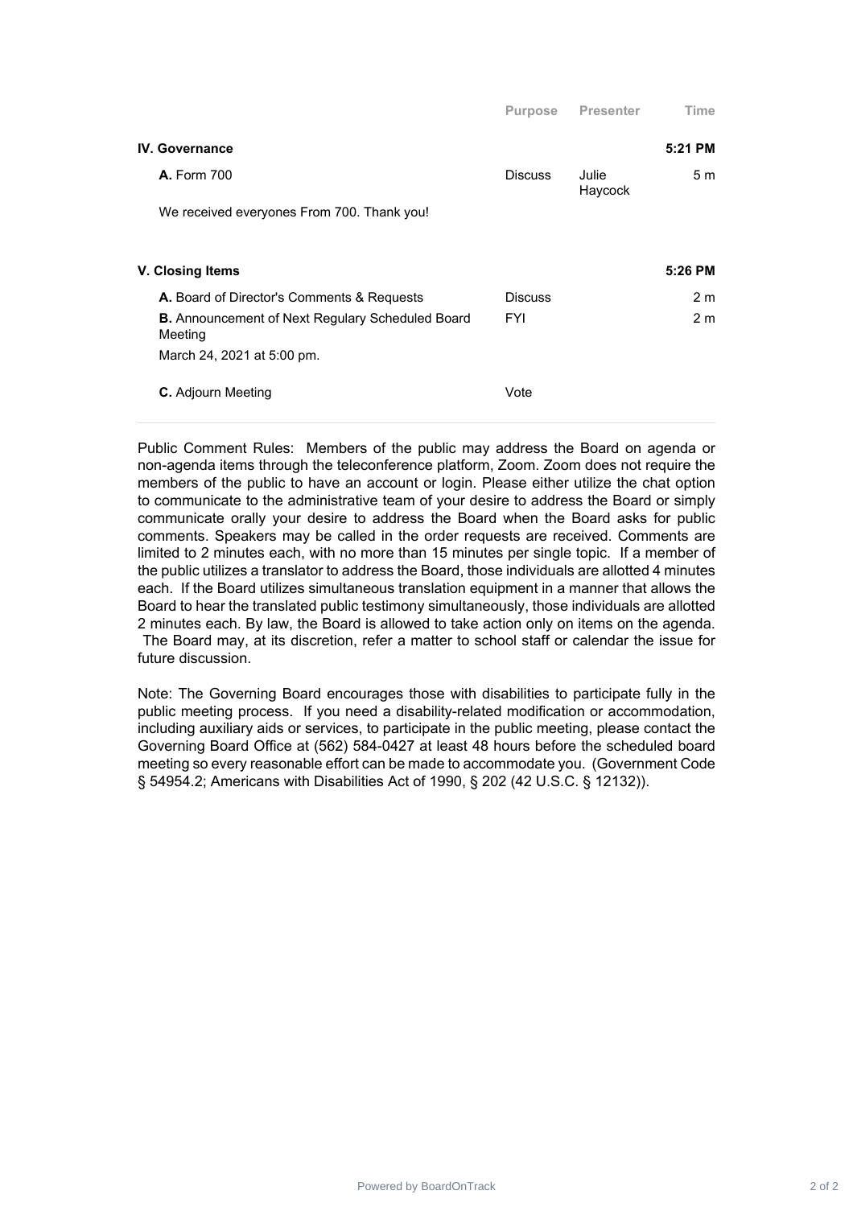| | Purpose | Presenter | Time |
|---|---|---|---|
| **IV. Governance** | | | **5:21 PM** |
| **A.** Form 700 | Discuss | Julie Haycock | 5 m |
| We received everyones From 700. Thank you! | | | |
| **V. Closing Items** | | | **5:26 PM** |
| **A.** Board of Director's Comments & Requests | Discuss | | 2 m |
| **B.** Announcement of Next Regulary Scheduled Board Meeting | FYI | | 2 m |
| March 24, 2021 at 5:00 pm. | | | |
| **C.** Adjourn Meeting | Vote | | |

Public Comment Rules: Members of the public may address the Board on agenda or non-agenda items through the teleconference platform, Zoom. Zoom does not require the members of the public to have an account or login. Please either utilize the chat option to communicate to the administrative team of your desire to address the Board or simply communicate orally your desire to address the Board when the Board asks for public comments. Speakers may be called in the order requests are received. Comments are limited to 2 minutes each, with no more than 15 minutes per single topic. If a member of the public utilizes a translator to address the Board, those individuals are allotted 4 minutes each. If the Board utilizes simultaneous translation equipment in a manner that allows the Board to hear the translated public testimony simultaneously, those individuals are allotted 2 minutes each. By law, the Board is allowed to take action only on items on the agenda. The Board may, at its discretion, refer a matter to school staff or calendar the issue for future discussion.

Note: The Governing Board encourages those with disabilities to participate fully in the public meeting process. If you need a disability-related modification or accommodation, including auxiliary aids or services, to participate in the public meeting, please contact the Governing Board Office at (562) 584-0427 at least 48 hours before the scheduled board meeting so every reasonable effort can be made to accommodate you. (Government Code § 54954.2; Americans with Disabilities Act of 1990, § 202 (42 U.S.C. § 12132)).

Powered by BoardOnTrack